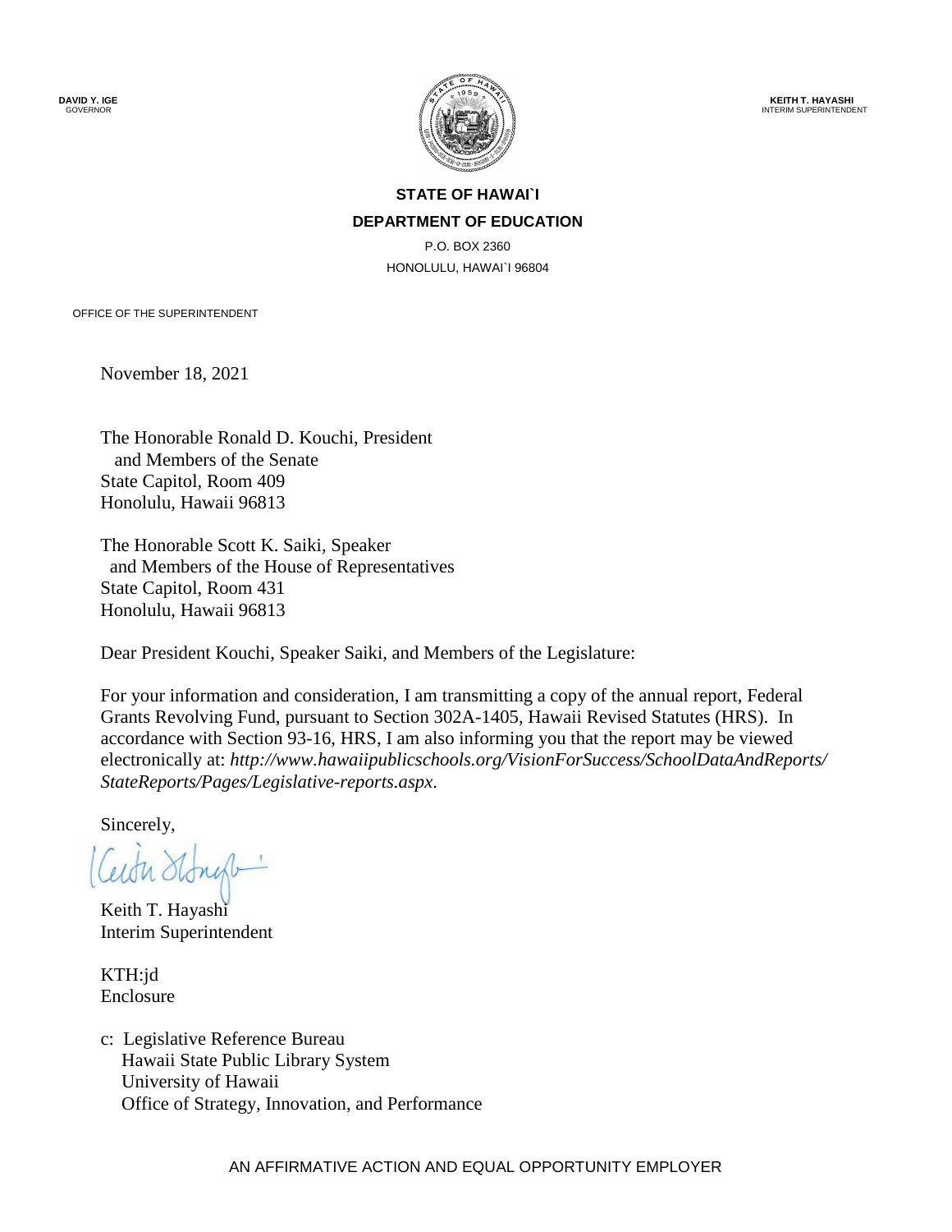**DAVID Y. IGE**
GOVERNOR

**KEITH T. HAYASHI**
INTERIM SUPERINTENDENT

**STATE OF HAWAI`I**

**DEPARTMENT OF EDUCATION**

P.O. BOX 2360
HONOLULU, HAWAI`I 96804

OFFICE OF THE SUPERINTENDENT

November 18, 2021

The Honorable Ronald D. Kouchi, President
and Members of the Senate
State Capitol, Room 409
Honolulu, Hawaii 96813

The Honorable Scott K. Saiki, Speaker
and Members of the House of Representatives
State Capitol, Room 431
Honolulu, Hawaii 96813

Dear President Kouchi, Speaker Saiki, and Members of the Legislature:

For your information and consideration, I am transmitting a copy of the annual report, Federal Grants Revolving Fund, pursuant to Section 302A-1405, Hawaii Revised Statutes (HRS). In accordance with Section 93-16, HRS, I am also informing you that the report may be viewed electronically at: *http://www.hawaiipublicschools.org/VisionForSuccess/SchoolDataAndReports/StateReports/Pages/Legislative-reports.aspx*.

Sincerely,

Keith T. Hayashi
Interim Superintendent

KTH:jd
Enclosure

c: Legislative Reference Bureau
Hawaii State Public Library System
University of Hawaii
Office of Strategy, Innovation, and Performance

AN AFFIRMATIVE ACTION AND EQUAL OPPORTUNITY EMPLOYER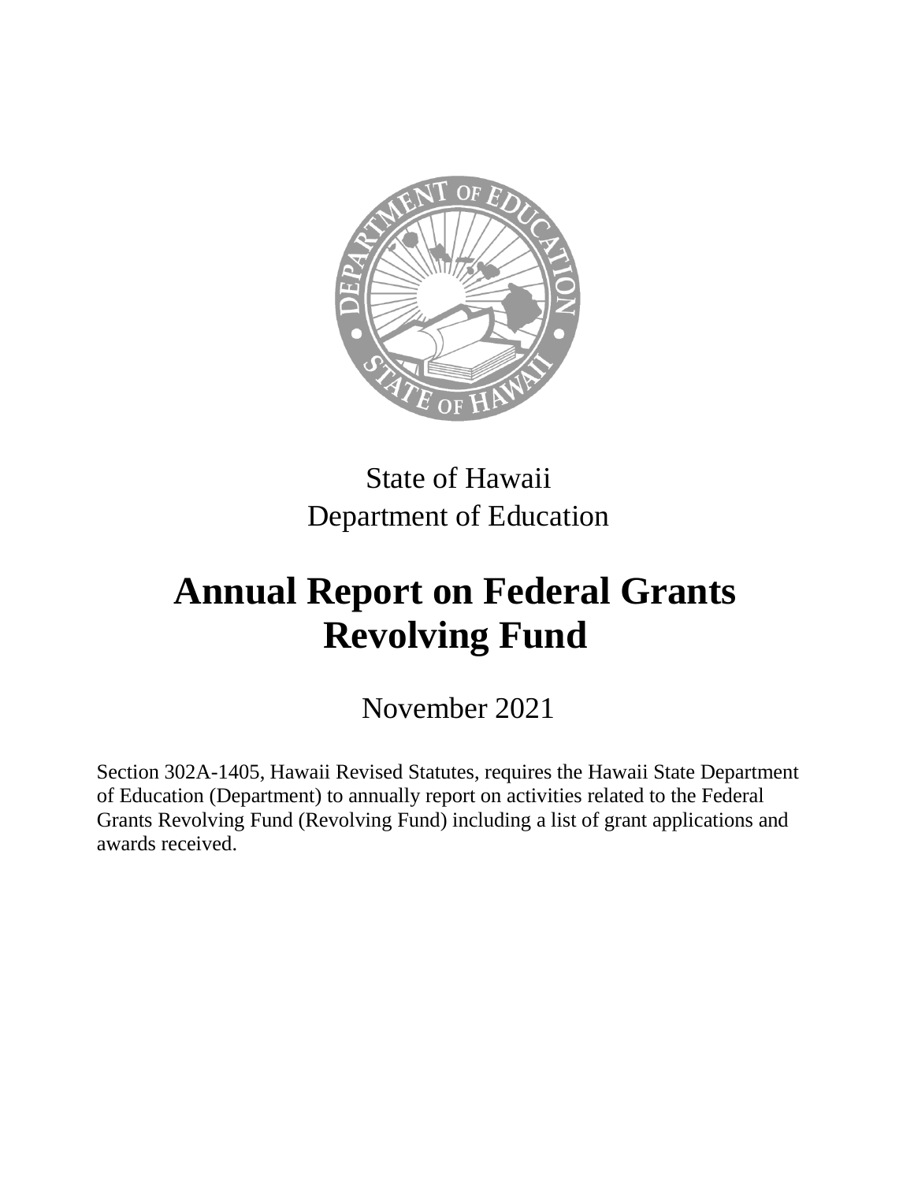State of Hawaii
Department of Education

# Annual Report on Federal Grants Revolving Fund

November 2021

Section 302A-1405, Hawaii Revised Statutes, requires the Hawaii State Department of Education (Department) to annually report on activities related to the Federal Grants Revolving Fund (Revolving Fund) including a list of grant applications and awards received.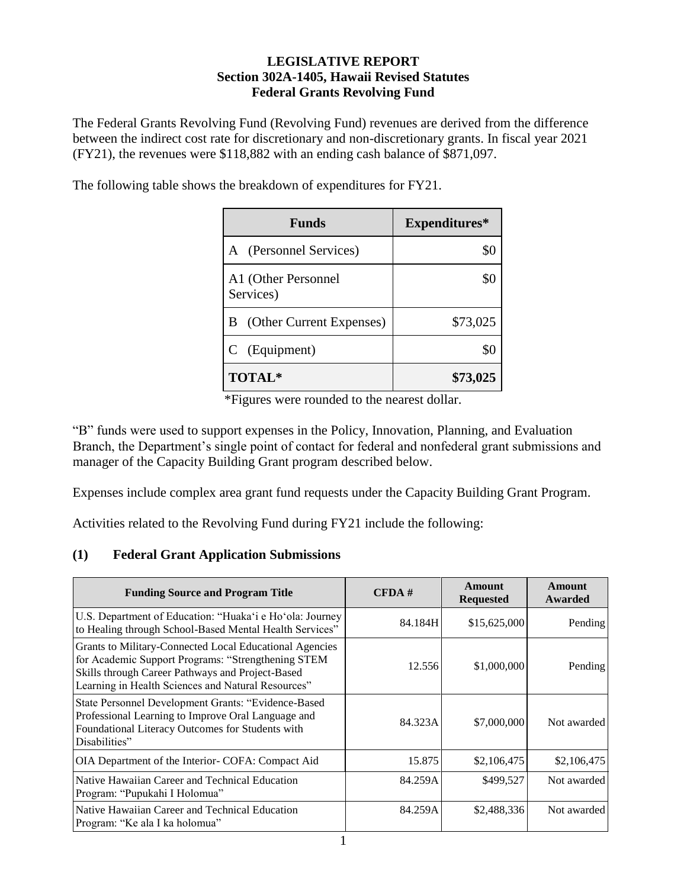# LEGISLATIVE REPORT
## Section 302A-1405, Hawaii Revised Statutes
## Federal Grants Revolving Fund

The Federal Grants Revolving Fund (Revolving Fund) revenues are derived from the difference between the indirect cost rate for discretionary and non-discretionary grants. In fiscal year 2021 (FY21), the revenues were $118,882 with an ending cash balance of $871,097.

The following table shows the breakdown of expenditures for FY21.

| Funds | Expenditures* |
|---|---|
| A (Personnel Services) | $0 |
| A1 (Other Personnel Services) | $0 |
| B (Other Current Expenses) | $73,025 |
| C (Equipment) | $0 |
| **TOTAL*** | **$73,025** |

*Figures were rounded to the nearest dollar.

"B" funds were used to support expenses in the Policy, Innovation, Planning, and Evaluation Branch, the Department's single point of contact for federal and nonfederal grant submissions and manager of the Capacity Building Grant program described below.

Expenses include complex area grant fund requests under the Capacity Building Grant Program.

Activities related to the Revolving Fund during FY21 include the following:

### (1) Federal Grant Application Submissions

| Funding Source and Program Title | CFDA # | Amount Requested | Amount Awarded |
|---|---|---|---|
| U.S. Department of Education: "Huaka'i e Ho'ola: Journey to Healing through School-Based Mental Health Services" | 84.184H | $15,625,000 | Pending |
| Grants to Military-Connected Local Educational Agencies for Academic Support Programs: "Strengthening STEM Skills through Career Pathways and Project-Based Learning in Health Sciences and Natural Resources" | 12.556 | $1,000,000 | Pending |
| State Personnel Development Grants: "Evidence-Based Professional Learning to Improve Oral Language and Foundational Literacy Outcomes for Students with Disabilities" | 84.323A | $7,000,000 | Not awarded |
| OIA Department of the Interior- COFA: Compact Aid | 15.875 | $2,106,475 | $2,106,475 |
| Native Hawaiian Career and Technical Education Program: "Pupukahi I Holomua" | 84.259A | $499,527 | Not awarded |
| Native Hawaiian Career and Technical Education Program: "Ke ala I ka holomua" | 84.259A | $2,488,336 | Not awarded |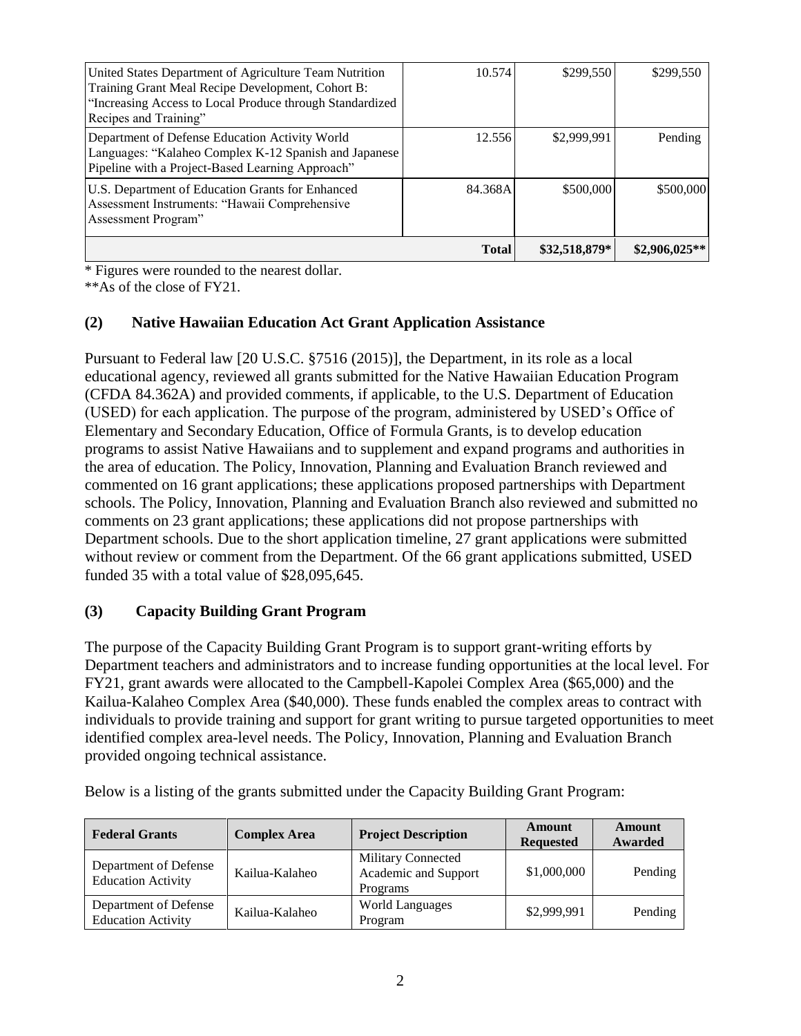| | | | |
|---|---|---|---|
| United States Department of Agriculture Team Nutrition Training Grant Meal Recipe Development, Cohort B: "Increasing Access to Local Produce through Standardized Recipes and Training" | 10.574 | $299,550 | $299,550 |
| Department of Defense Education Activity World Languages: "Kalaheo Complex K-12 Spanish and Japanese Pipeline with a Project-Based Learning Approach" | 12.556 | $2,999,991 | Pending |
| U.S. Department of Education Grants for Enhanced Assessment Instruments: "Hawaii Comprehensive Assessment Program" | 84.368A | $500,000 | $500,000 |
| | **Total** | **$32,518,879*** | **$2,906,025**** |

\* Figures were rounded to the nearest dollar.
\*\*As of the close of FY21.

### (2) Native Hawaiian Education Act Grant Application Assistance

Pursuant to Federal law [20 U.S.C. §7516 (2015)], the Department, in its role as a local educational agency, reviewed all grants submitted for the Native Hawaiian Education Program (CFDA 84.362A) and provided comments, if applicable, to the U.S. Department of Education (USED) for each application. The purpose of the program, administered by USED's Office of Elementary and Secondary Education, Office of Formula Grants, is to develop education programs to assist Native Hawaiians and to supplement and expand programs and authorities in the area of education. The Policy, Innovation, Planning and Evaluation Branch reviewed and commented on 16 grant applications; these applications proposed partnerships with Department schools. The Policy, Innovation, Planning and Evaluation Branch also reviewed and submitted no comments on 23 grant applications; these applications did not propose partnerships with Department schools. Due to the short application timeline, 27 grant applications were submitted without review or comment from the Department. Of the 66 grant applications submitted, USED funded 35 with a total value of $28,095,645.

### (3) Capacity Building Grant Program

The purpose of the Capacity Building Grant Program is to support grant-writing efforts by Department teachers and administrators and to increase funding opportunities at the local level. For FY21, grant awards were allocated to the Campbell-Kapolei Complex Area ($65,000) and the Kailua-Kalaheo Complex Area ($40,000). These funds enabled the complex areas to contract with individuals to provide training and support for grant writing to pursue targeted opportunities to meet identified complex area-level needs. The Policy, Innovation, Planning and Evaluation Branch provided ongoing technical assistance.

Below is a listing of the grants submitted under the Capacity Building Grant Program:

| Federal Grants | Complex Area | Project Description | Amount Requested | Amount Awarded |
|---|---|---|---|---|
| Department of Defense Education Activity | Kailua-Kalaheo | Military Connected Academic and Support Programs | $1,000,000 | Pending |
| Department of Defense Education Activity | Kailua-Kalaheo | World Languages Program | $2,999,991 | Pending |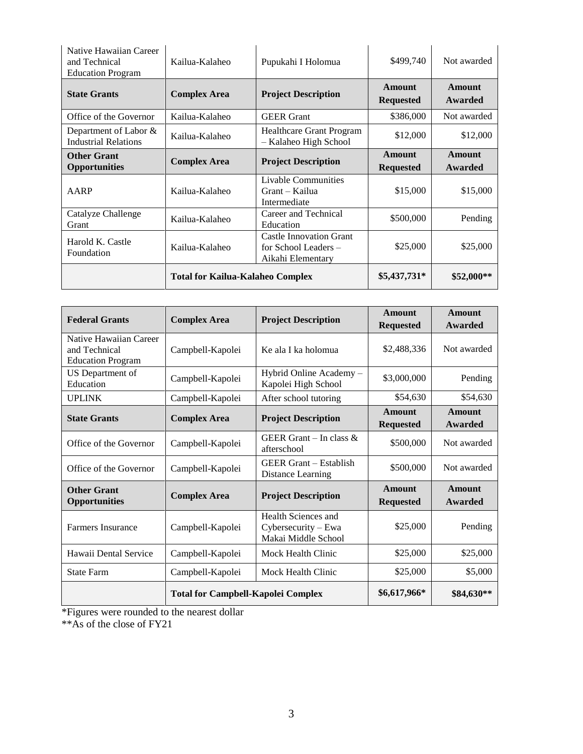| | | | | |
|---|---|---|---|---|
| Native Hawaiian Career and Technical Education Program | Kailua-Kalaheo | Pupukahi I Holomua | $499,740 | Not awarded |
| **State Grants** | **Complex Area** | **Project Description** | **Amount Requested** | **Amount Awarded** |
| Office of the Governor | Kailua-Kalaheo | GEER Grant | $386,000 | Not awarded |
| Department of Labor & Industrial Relations | Kailua-Kalaheo | Healthcare Grant Program – Kalaheo High School | $12,000 | $12,000 |
| **Other Grant Opportunities** | **Complex Area** | **Project Description** | **Amount Requested** | **Amount Awarded** |
| AARP | Kailua-Kalaheo | Livable Communities Grant – Kailua Intermediate | $15,000 | $15,000 |
| Catalyze Challenge Grant | Kailua-Kalaheo | Career and Technical Education | $500,000 | Pending |
| Harold K. Castle Foundation | Kailua-Kalaheo | Castle Innovation Grant for School Leaders – Aikahi Elementary | $25,000 | $25,000 |
| | **Total for Kailua-Kalaheo Complex** | | **$5,437,731*** | **$52,000**** |

| **Federal Grants** | **Complex Area** | **Project Description** | **Amount Requested** | **Amount Awarded** |
|---|---|---|---|---|
| Native Hawaiian Career and Technical Education Program | Campbell-Kapolei | Ke ala I ka holomua | $2,488,336 | Not awarded |
| US Department of Education | Campbell-Kapolei | Hybrid Online Academy – Kapolei High School | $3,000,000 | Pending |
| UPLINK | Campbell-Kapolei | After school tutoring | $54,630 | $54,630 |
| **State Grants** | **Complex Area** | **Project Description** | **Amount Requested** | **Amount Awarded** |
| Office of the Governor | Campbell-Kapolei | GEER Grant – In class & afterschool | $500,000 | Not awarded |
| Office of the Governor | Campbell-Kapolei | GEER Grant – Establish Distance Learning | $500,000 | Not awarded |
| **Other Grant Opportunities** | **Complex Area** | **Project Description** | **Amount Requested** | **Amount Awarded** |
| Farmers Insurance | Campbell-Kapolei | Health Sciences and Cybersecurity – Ewa Makai Middle School | $25,000 | Pending |
| Hawaii Dental Service | Campbell-Kapolei | Mock Health Clinic | $25,000 | $25,000 |
| State Farm | Campbell-Kapolei | Mock Health Clinic | $25,000 | $5,000 |
| | **Total for Campbell-Kapolei Complex** | | **$6,617,966*** | **$84,630**** |

*Figures were rounded to the nearest dollar
**As of the close of FY21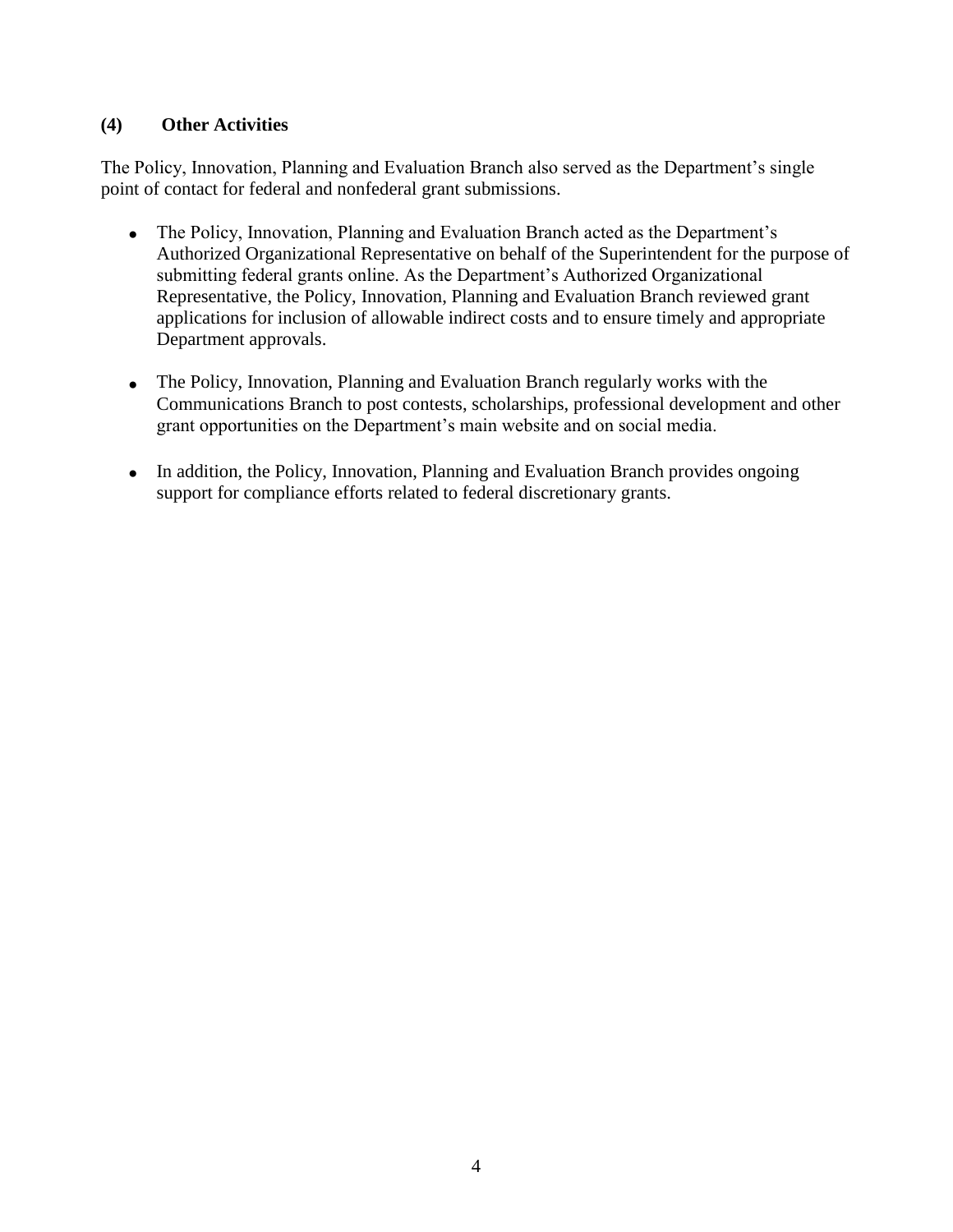### (4) Other Activities

The Policy, Innovation, Planning and Evaluation Branch also served as the Department's single point of contact for federal and nonfederal grant submissions.

- The Policy, Innovation, Planning and Evaluation Branch acted as the Department's Authorized Organizational Representative on behalf of the Superintendent for the purpose of submitting federal grants online. As the Department's Authorized Organizational Representative, the Policy, Innovation, Planning and Evaluation Branch reviewed grant applications for inclusion of allowable indirect costs and to ensure timely and appropriate Department approvals.

- The Policy, Innovation, Planning and Evaluation Branch regularly works with the Communications Branch to post contests, scholarships, professional development and other grant opportunities on the Department's main website and on social media.

- In addition, the Policy, Innovation, Planning and Evaluation Branch provides ongoing support for compliance efforts related to federal discretionary grants.